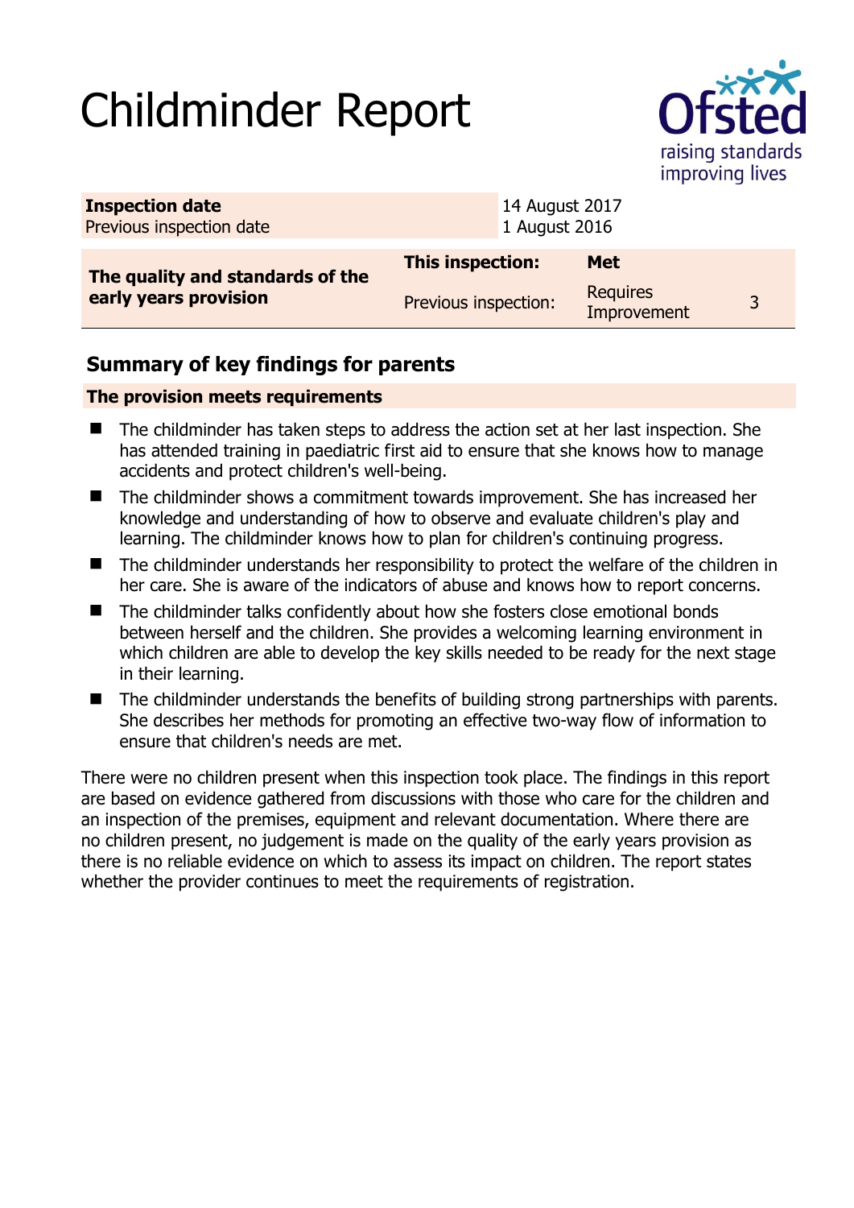# Childminder Report

| Inspection date | 14 August 2017 |
|---|---|
| Previous inspection date | 1 August 2016 |

| The quality and standards of the early years provision | This inspection: | Met | |
|---|---|---|---|
| | Previous inspection: | Requires Improvement | 3 |

## Summary of key findings for parents

**The provision meets requirements**

- The childminder has taken steps to address the action set at her last inspection. She has attended training in paediatric first aid to ensure that she knows how to manage accidents and protect children's well-being.
- The childminder shows a commitment towards improvement. She has increased her knowledge and understanding of how to observe and evaluate children's play and learning. The childminder knows how to plan for children's continuing progress.
- The childminder understands her responsibility to protect the welfare of the children in her care. She is aware of the indicators of abuse and knows how to report concerns.
- The childminder talks confidently about how she fosters close emotional bonds between herself and the children. She provides a welcoming learning environment in which children are able to develop the key skills needed to be ready for the next stage in their learning.
- The childminder understands the benefits of building strong partnerships with parents. She describes her methods for promoting an effective two-way flow of information to ensure that children's needs are met.

There were no children present when this inspection took place. The findings in this report are based on evidence gathered from discussions with those who care for the children and an inspection of the premises, equipment and relevant documentation. Where there are no children present, no judgement is made on the quality of the early years provision as there is no reliable evidence on which to assess its impact on children. The report states whether the provider continues to meet the requirements of registration.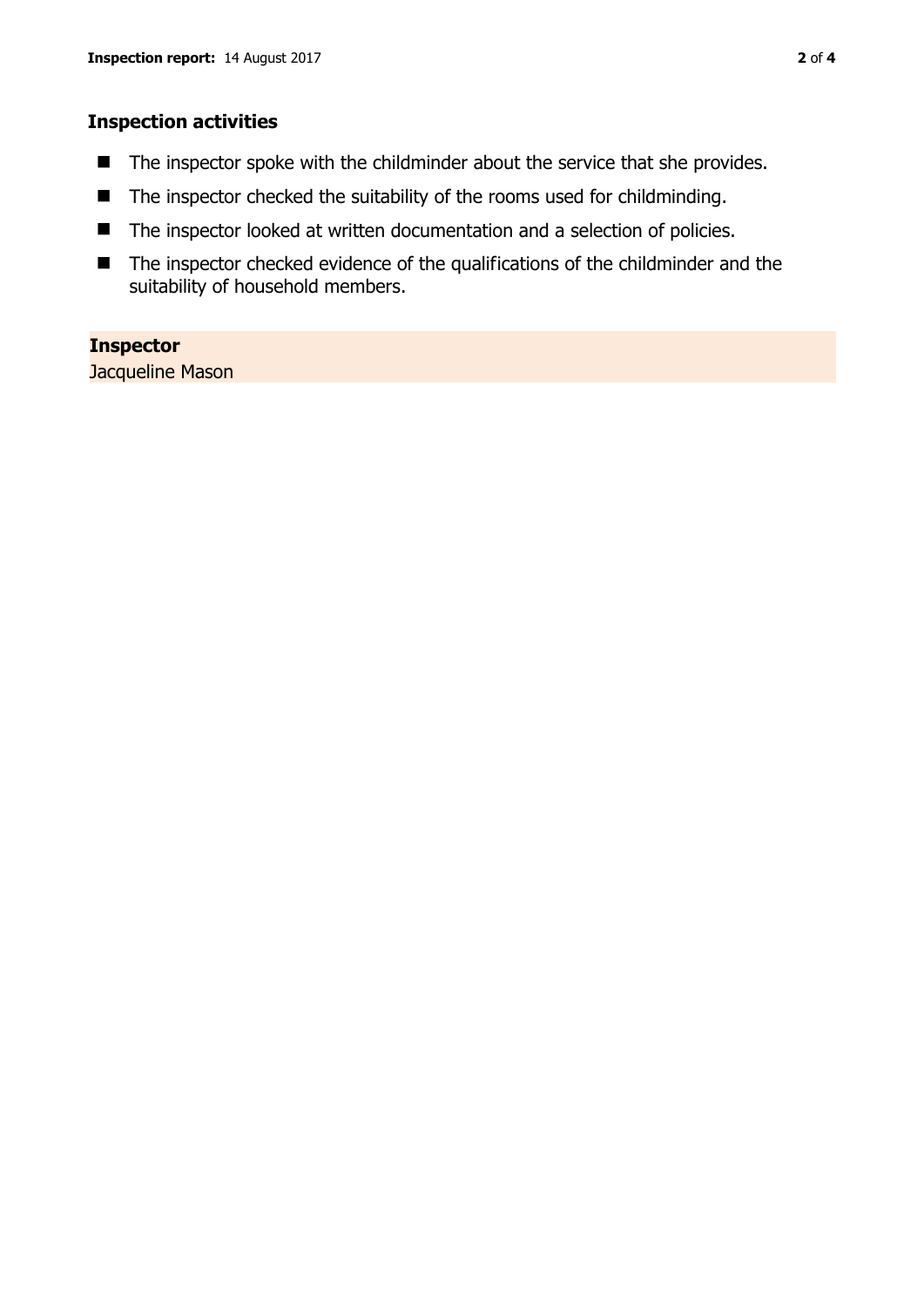## Inspection activities

- The inspector spoke with the childminder about the service that she provides.
- The inspector checked the suitability of the rooms used for childminding.
- The inspector looked at written documentation and a selection of policies.
- The inspector checked evidence of the qualifications of the childminder and the suitability of household members.

**Inspector**
Jacqueline Mason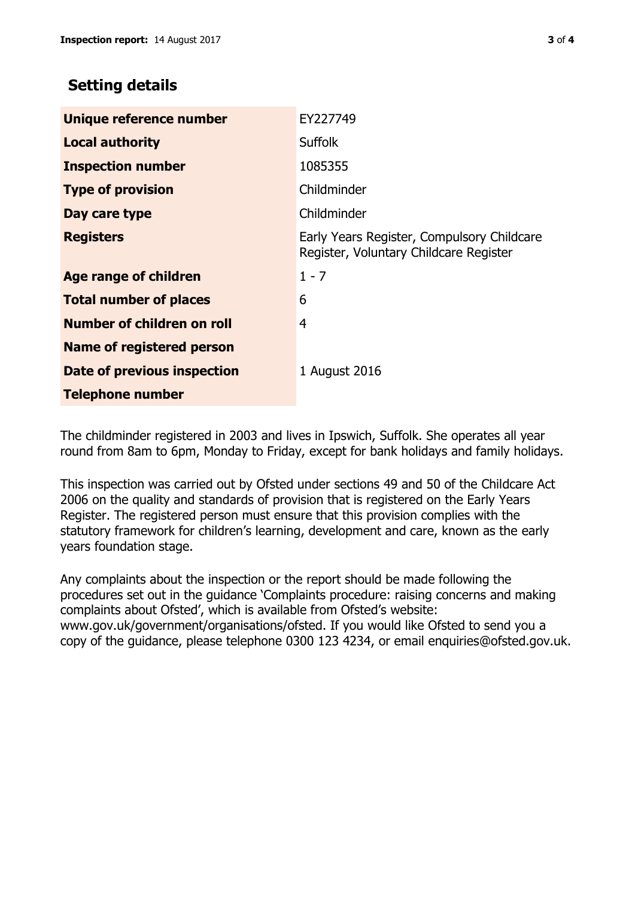## Setting details

| | |
|---|---|
| **Unique reference number** | EY227749 |
| **Local authority** | Suffolk |
| **Inspection number** | 1085355 |
| **Type of provision** | Childminder |
| **Day care type** | Childminder |
| **Registers** | Early Years Register, Compulsory Childcare Register, Voluntary Childcare Register |
| **Age range of children** | 1 - 7 |
| **Total number of places** | 6 |
| **Number of children on roll** | 4 |
| **Name of registered person** | |
| **Date of previous inspection** | 1 August 2016 |
| **Telephone number** | |

The childminder registered in 2003 and lives in Ipswich, Suffolk. She operates all year round from 8am to 6pm, Monday to Friday, except for bank holidays and family holidays.

This inspection was carried out by Ofsted under sections 49 and 50 of the Childcare Act 2006 on the quality and standards of provision that is registered on the Early Years Register. The registered person must ensure that this provision complies with the statutory framework for children's learning, development and care, known as the early years foundation stage.

Any complaints about the inspection or the report should be made following the procedures set out in the guidance 'Complaints procedure: raising concerns and making complaints about Ofsted', which is available from Ofsted's website: www.gov.uk/government/organisations/ofsted. If you would like Ofsted to send you a copy of the guidance, please telephone 0300 123 4234, or email enquiries@ofsted.gov.uk.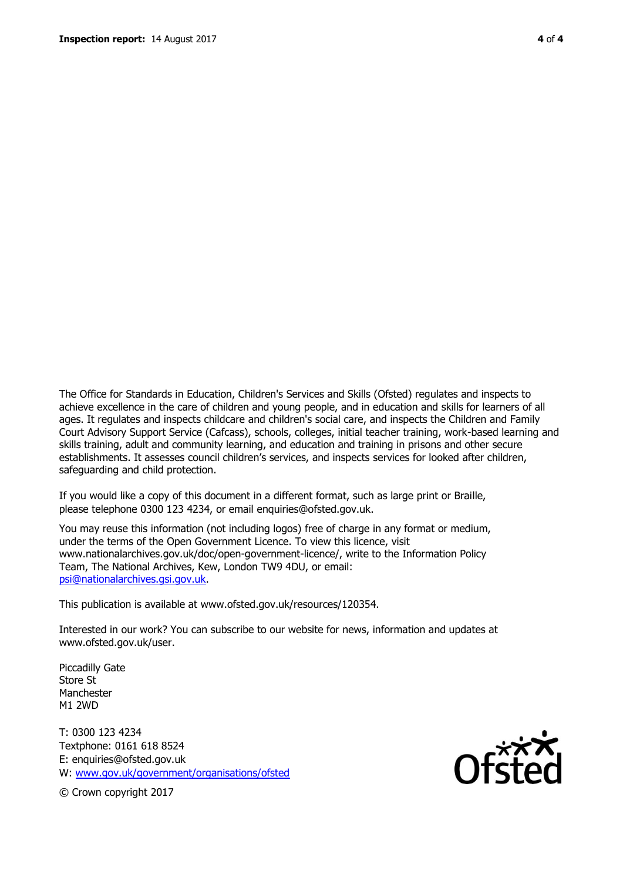The Office for Standards in Education, Children's Services and Skills (Ofsted) regulates and inspects to achieve excellence in the care of children and young people, and in education and skills for learners of all ages. It regulates and inspects childcare and children's social care, and inspects the Children and Family Court Advisory Support Service (Cafcass), schools, colleges, initial teacher training, work-based learning and skills training, adult and community learning, and education and training in prisons and other secure establishments. It assesses council children's services, and inspects services for looked after children, safeguarding and child protection.

If you would like a copy of this document in a different format, such as large print or Braille, please telephone 0300 123 4234, or email enquiries@ofsted.gov.uk.

You may reuse this information (not including logos) free of charge in any format or medium, under the terms of the Open Government Licence. To view this licence, visit www.nationalarchives.gov.uk/doc/open-government-licence/, write to the Information Policy Team, The National Archives, Kew, London TW9 4DU, or email: psi@nationalarchives.gsi.gov.uk.

This publication is available at www.ofsted.gov.uk/resources/120354.

Interested in our work? You can subscribe to our website for news, information and updates at www.ofsted.gov.uk/user.

Piccadilly Gate
Store St
Manchester
M1 2WD

T: 0300 123 4234
Textphone: 0161 618 8524
E: enquiries@ofsted.gov.uk
W: www.gov.uk/government/organisations/ofsted

© Crown copyright 2017